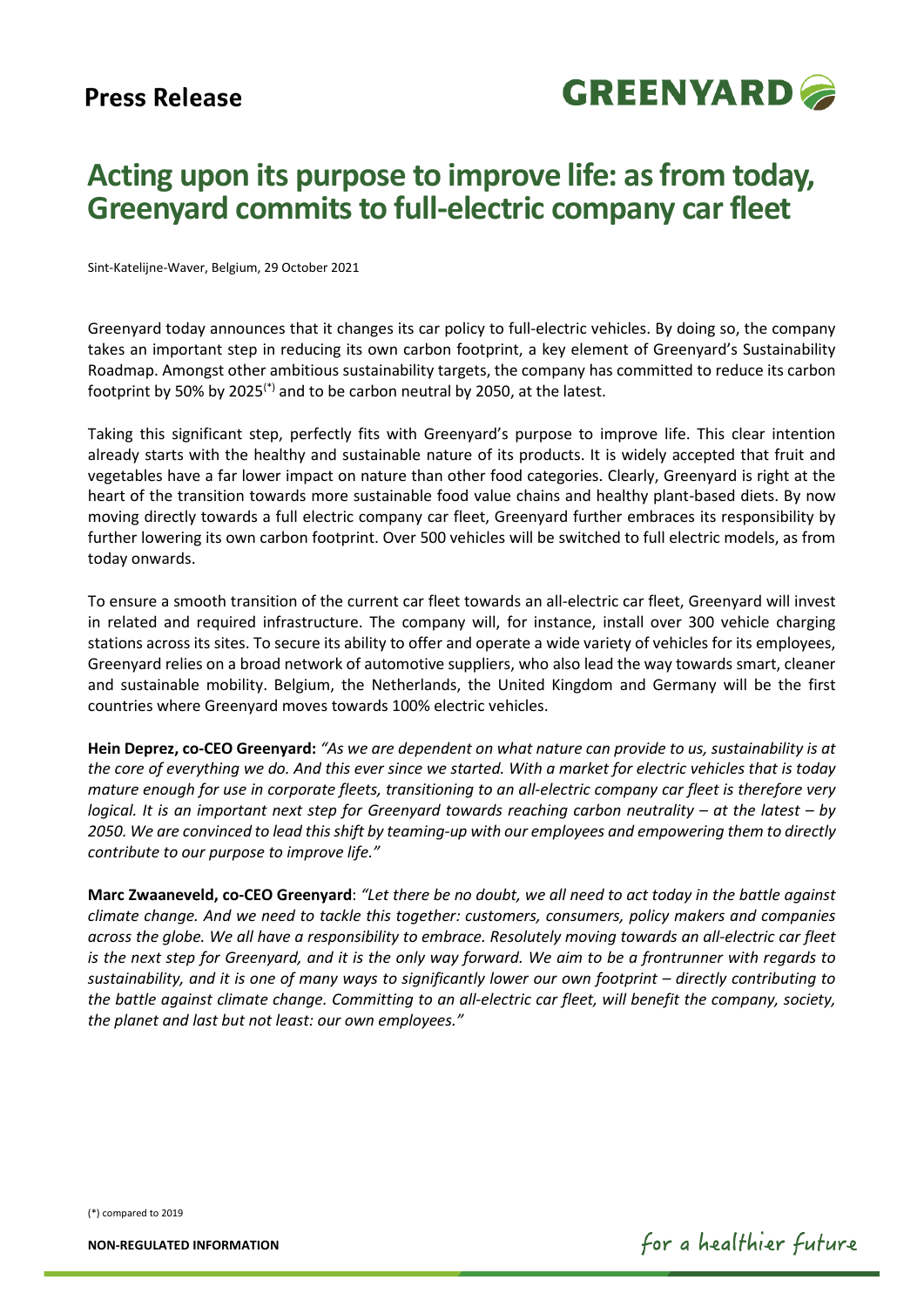**Press Release**

GREENYARD

# Acting upon its purpose to improve life: as from today, Greenyard commits to full-electric company car fleet

Sint-Katelijne-Waver, Belgium, 29 October 2021

Greenyard today announces that it changes its car policy to full-electric vehicles. By doing so, the company takes an important step in reducing its own carbon footprint, a key element of Greenyard's Sustainability Roadmap. Amongst other ambitious sustainability targets, the company has committed to reduce its carbon footprint by 50% by 2025(*) and to be carbon neutral by 2050, at the latest.

Taking this significant step, perfectly fits with Greenyard's purpose to improve life. This clear intention already starts with the healthy and sustainable nature of its products. It is widely accepted that fruit and vegetables have a far lower impact on nature than other food categories. Clearly, Greenyard is right at the heart of the transition towards more sustainable food value chains and healthy plant-based diets. By now moving directly towards a full electric company car fleet, Greenyard further embraces its responsibility by further lowering its own carbon footprint. Over 500 vehicles will be switched to full electric models, as from today onwards.

To ensure a smooth transition of the current car fleet towards an all-electric car fleet, Greenyard will invest in related and required infrastructure. The company will, for instance, install over 300 vehicle charging stations across its sites. To secure its ability to offer and operate a wide variety of vehicles for its employees, Greenyard relies on a broad network of automotive suppliers, who also lead the way towards smart, cleaner and sustainable mobility. Belgium, the Netherlands, the United Kingdom and Germany will be the first countries where Greenyard moves towards 100% electric vehicles.

**Hein Deprez, co-CEO Greenyard:** *"As we are dependent on what nature can provide to us, sustainability is at the core of everything we do. And this ever since we started. With a market for electric vehicles that is today mature enough for use in corporate fleets, transitioning to an all-electric company car fleet is therefore very logical. It is an important next step for Greenyard towards reaching carbon neutrality – at the latest – by 2050. We are convinced to lead this shift by teaming-up with our employees and empowering them to directly contribute to our purpose to improve life."*

**Marc Zwaaneveld, co-CEO Greenyard**: *"Let there be no doubt, we all need to act today in the battle against climate change. And we need to tackle this together: customers, consumers, policy makers and companies across the globe. We all have a responsibility to embrace. Resolutely moving towards an all-electric car fleet is the next step for Greenyard, and it is the only way forward. We aim to be a frontrunner with regards to sustainability, and it is one of many ways to significantly lower our own footprint – directly contributing to the battle against climate change. Committing to an all-electric car fleet, will benefit the company, society, the planet and last but not least: our own employees."*

(*) compared to 2019

**NON-REGULATED INFORMATION**

for a healthier future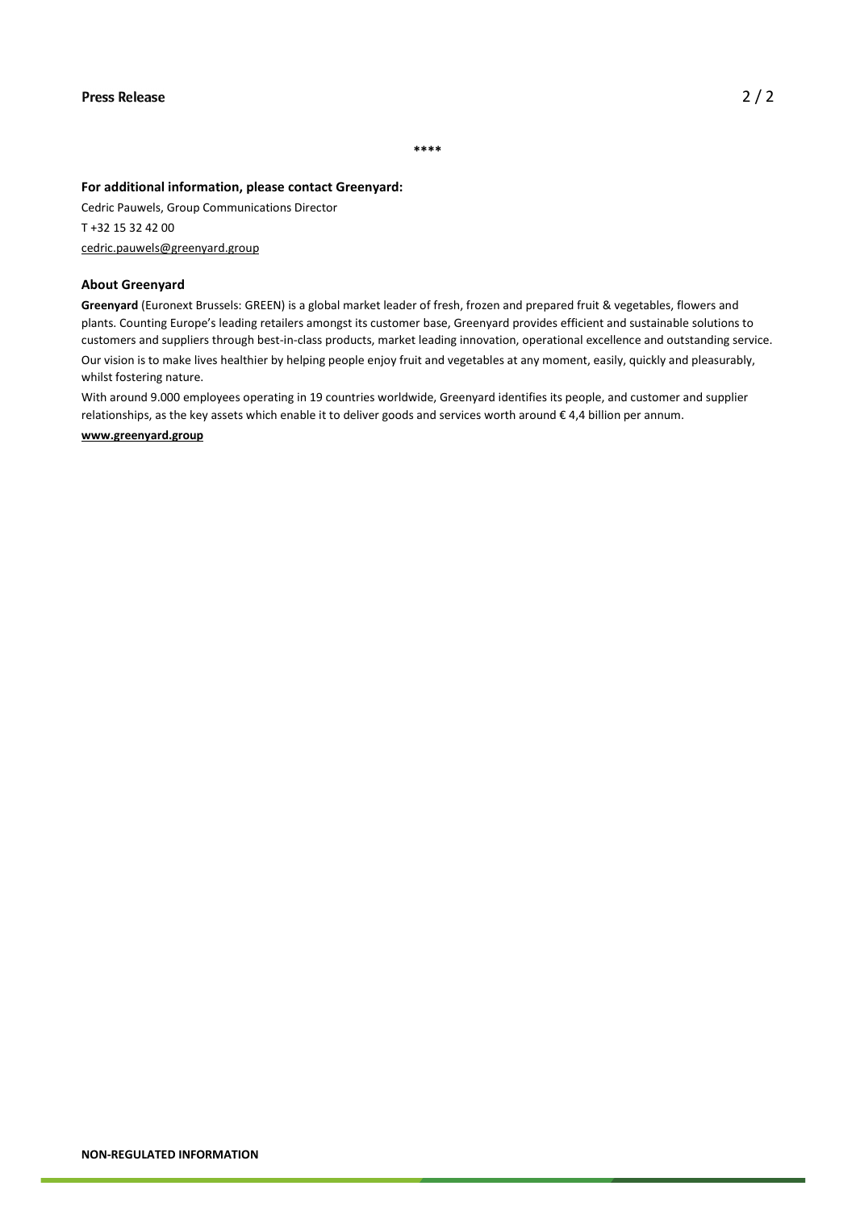\*\*\*\*

**For additional information, please contact Greenyard:**

Cedric Pauwels, Group Communications Director

T +32 15 32 42 00

cedric.pauwels@greenyard.group

**About Greenyard**

**Greenyard** (Euronext Brussels: GREEN) is a global market leader of fresh, frozen and prepared fruit & vegetables, flowers and plants. Counting Europe's leading retailers amongst its customer base, Greenyard provides efficient and sustainable solutions to customers and suppliers through best-in-class products, market leading innovation, operational excellence and outstanding service.

Our vision is to make lives healthier by helping people enjoy fruit and vegetables at any moment, easily, quickly and pleasurably, whilst fostering nature.

With around 9.000 employees operating in 19 countries worldwide, Greenyard identifies its people, and customer and supplier relationships, as the key assets which enable it to deliver goods and services worth around € 4,4 billion per annum.

**www.greenyard.group**

**NON-REGULATED INFORMATION**